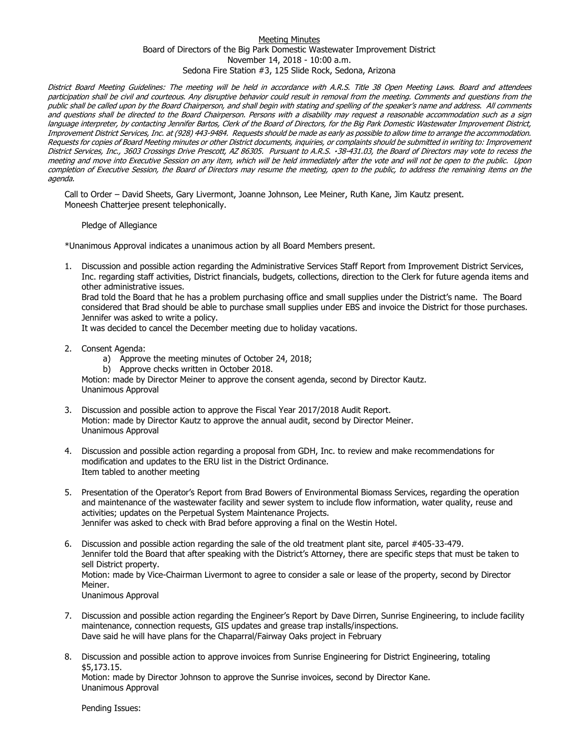Meeting Minutes

Board of Directors of the Big Park Domestic Wastewater Improvement District

November 14, 2018 - 10:00 a.m.

Sedona Fire Station #3, 125 Slide Rock, Sedona, Arizona

*District Board Meeting Guidelines: The meeting will be held in accordance with A.R.S. Title 38 Open Meeting Laws. Board and attendees participation shall be civil and courteous. Any disruptive behavior could result in removal from the meeting. Comments and questions from the public shall be called upon by the Board Chairperson, and shall begin with stating and spelling of the speaker's name and address. All comments and questions shall be directed to the Board Chairperson. Persons with a disability may request a reasonable accommodation such as a sign language interpreter, by contacting Jennifer Bartos, Clerk of the Board of Directors, for the Big Park Domestic Wastewater Improvement District, Improvement District Services, Inc. at (928) 443-9484. Requests should be made as early as possible to allow time to arrange the accommodation. Requests for copies of Board Meeting minutes or other District documents, inquiries, or complaints should be submitted in writing to: Improvement District Services, Inc., 3603 Crossings Drive Prescott, AZ 86305. Pursuant to A.R.S. ·38-431.03, the Board of Directors may vote to recess the meeting and move into Executive Session on any item, which will be held immediately after the vote and will not be open to the public. Upon completion of Executive Session, the Board of Directors may resume the meeting, open to the public, to address the remaining items on the agenda.*

Call to Order – David Sheets, Gary Livermont, Joanne Johnson, Lee Meiner, Ruth Kane, Jim Kautz present. Moneesh Chatterjee present telephonically.

Pledge of Allegiance

*Unanimous Approval indicates a unanimous action by all Board Members present.

1. Discussion and possible action regarding the Administrative Services Staff Report from Improvement District Services, Inc. regarding staff activities, District financials, budgets, collections, direction to the Clerk for future agenda items and other administrative issues.
   Brad told the Board that he has a problem purchasing office and small supplies under the District's name. The Board considered that Brad should be able to purchase small supplies under EBS and invoice the District for those purchases. Jennifer was asked to write a policy.
   It was decided to cancel the December meeting due to holiday vacations.

2. Consent Agenda:
   a) Approve the meeting minutes of October 24, 2018;
   b) Approve checks written in October 2018.
   
   Motion: made by Director Meiner to approve the consent agenda, second by Director Kautz.
   Unanimous Approval

3. Discussion and possible action to approve the Fiscal Year 2017/2018 Audit Report.
   Motion: made by Director Kautz to approve the annual audit, second by Director Meiner.
   Unanimous Approval

4. Discussion and possible action regarding a proposal from GDH, Inc. to review and make recommendations for modification and updates to the ERU list in the District Ordinance.
   Item tabled to another meeting

5. Presentation of the Operator's Report from Brad Bowers of Environmental Biomass Services, regarding the operation and maintenance of the wastewater facility and sewer system to include flow information, water quality, reuse and activities; updates on the Perpetual System Maintenance Projects.
   Jennifer was asked to check with Brad before approving a final on the Westin Hotel.

6. Discussion and possible action regarding the sale of the old treatment plant site, parcel #405-33-479.
   Jennifer told the Board that after speaking with the District's Attorney, there are specific steps that must be taken to sell District property.
   Motion: made by Vice-Chairman Livermont to agree to consider a sale or lease of the property, second by Director Meiner.
   Unanimous Approval

7. Discussion and possible action regarding the Engineer's Report by Dave Dirren, Sunrise Engineering, to include facility maintenance, connection requests, GIS updates and grease trap installs/inspections.
   Dave said he will have plans for the Chaparral/Fairway Oaks project in February

8. Discussion and possible action to approve invoices from Sunrise Engineering for District Engineering, totaling $5,173.15.
   Motion: made by Director Johnson to approve the Sunrise invoices, second by Director Kane.
   Unanimous Approval

Pending Issues: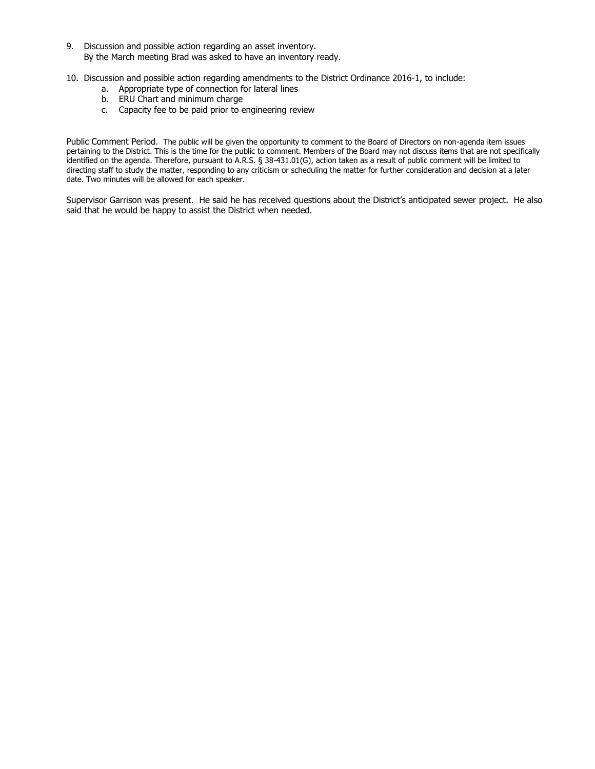9. Discussion and possible action regarding an asset inventory.
   By the March meeting Brad was asked to have an inventory ready.

10. Discussion and possible action regarding amendments to the District Ordinance 2016-1, to include:
    a. Appropriate type of connection for lateral lines
    b. ERU Chart and minimum charge
    c. Capacity fee to be paid prior to engineering review

Public Comment Period. The public will be given the opportunity to comment to the Board of Directors on non-agenda item issues pertaining to the District. This is the time for the public to comment. Members of the Board may not discuss items that are not specifically identified on the agenda. Therefore, pursuant to A.R.S. § 38-431.01(G), action taken as a result of public comment will be limited to directing staff to study the matter, responding to any criticism or scheduling the matter for further consideration and decision at a later date. Two minutes will be allowed for each speaker.

Supervisor Garrison was present. He said he has received questions about the District's anticipated sewer project. He also said that he would be happy to assist the District when needed.